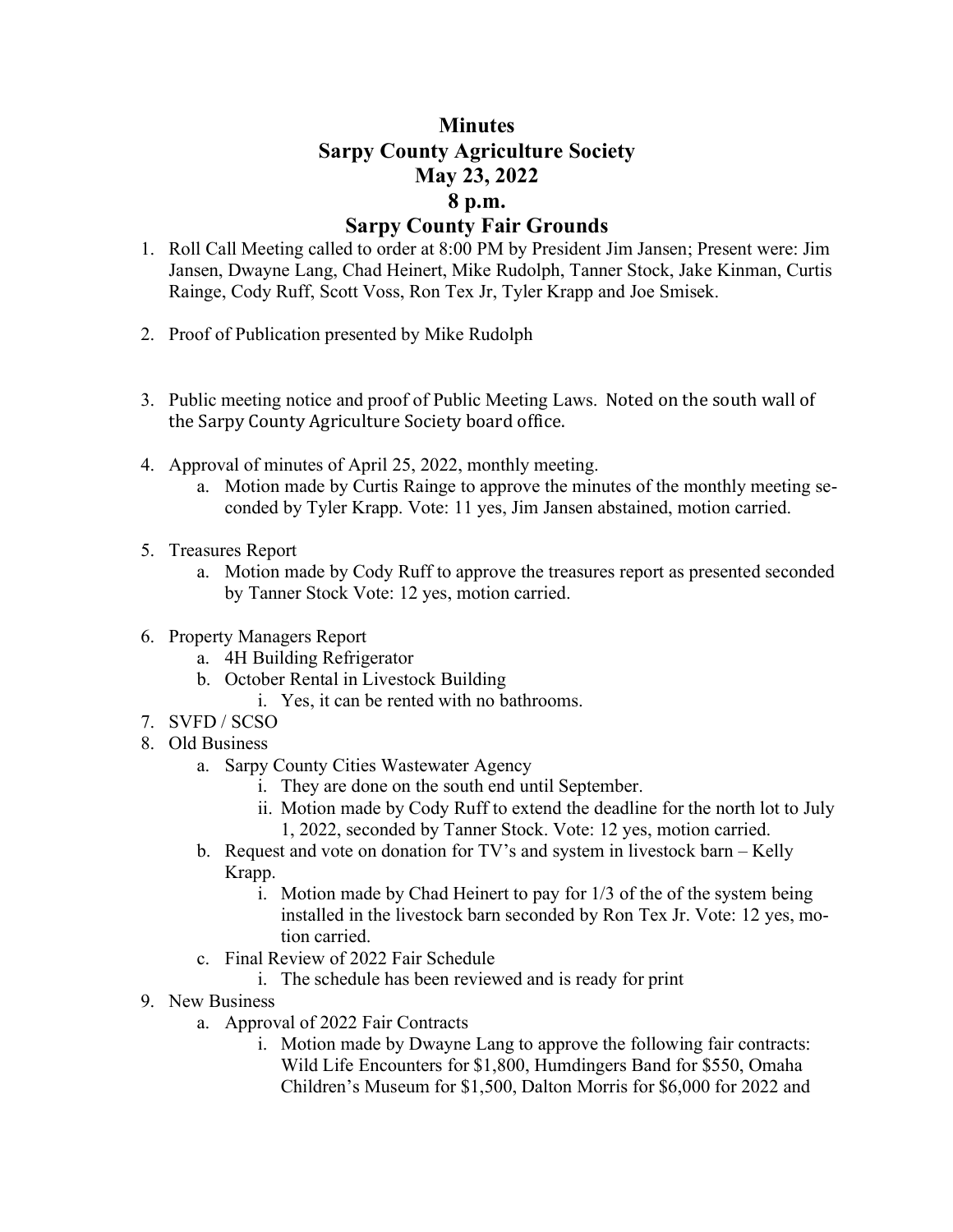# Minutes
# Sarpy County Agriculture Society
# May 23, 2022
# 8 p.m.
# Sarpy County Fair Grounds

1. Roll Call Meeting called to order at 8:00 PM by President Jim Jansen; Present were: Jim Jansen, Dwayne Lang, Chad Heinert, Mike Rudolph, Tanner Stock, Jake Kinman, Curtis Rainge, Cody Ruff, Scott Voss, Ron Tex Jr, Tyler Krapp and Joe Smisek.

2. Proof of Publication presented by Mike Rudolph

3. Public meeting notice and proof of Public Meeting Laws. Noted on the south wall of the Sarpy County Agriculture Society board office.

4. Approval of minutes of April 25, 2022, monthly meeting.
   a. Motion made by Curtis Rainge to approve the minutes of the monthly meeting seconded by Tyler Krapp. Vote: 11 yes, Jim Jansen abstained, motion carried.

5. Treasures Report
   a. Motion made by Cody Ruff to approve the treasures report as presented seconded by Tanner Stock Vote: 12 yes, motion carried.

6. Property Managers Report
   a. 4H Building Refrigerator
   b. October Rental in Livestock Building
      i. Yes, it can be rented with no bathrooms.
7. SVFD / SCSO
8. Old Business
   a. Sarpy County Cities Wastewater Agency
      i. They are done on the south end until September.
      ii. Motion made by Cody Ruff to extend the deadline for the north lot to July 1, 2022, seconded by Tanner Stock. Vote: 12 yes, motion carried.
   b. Request and vote on donation for TV's and system in livestock barn – Kelly Krapp.
      i. Motion made by Chad Heinert to pay for 1/3 of the of the system being installed in the livestock barn seconded by Ron Tex Jr. Vote: 12 yes, motion carried.
   c. Final Review of 2022 Fair Schedule
      i. The schedule has been reviewed and is ready for print
9. New Business
   a. Approval of 2022 Fair Contracts
      i. Motion made by Dwayne Lang to approve the following fair contracts: Wild Life Encounters for $1,800, Humdingers Band for $550, Omaha Children's Museum for $1,500, Dalton Morris for $6,000 for 2022 and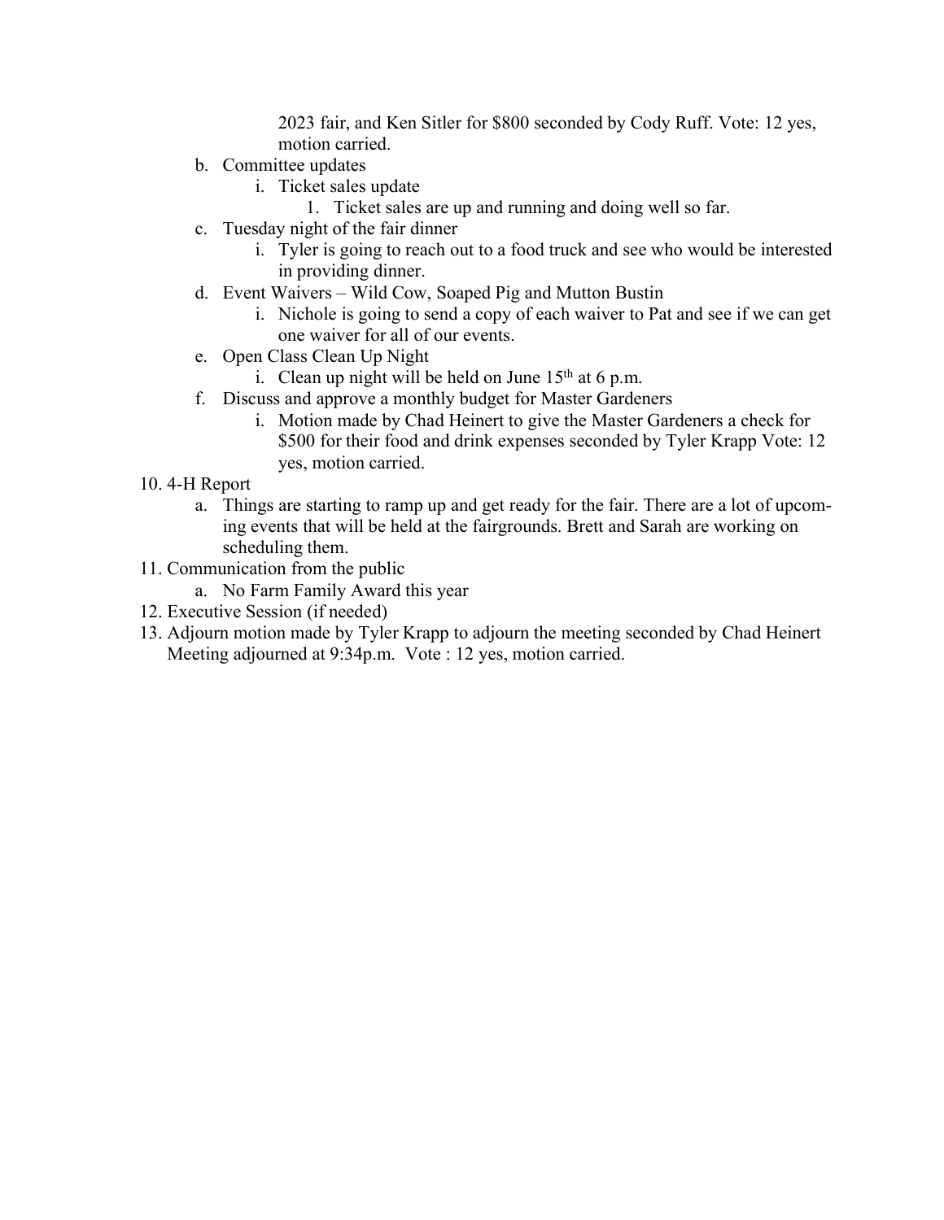2023 fair, and Ken Sitler for $800 seconded by Cody Ruff. Vote: 12 yes, motion carried.

   b. Committee updates
      i. Ticket sales update
         1. Ticket sales are up and running and doing well so far.
   c. Tuesday night of the fair dinner
      i. Tyler is going to reach out to a food truck and see who would be interested in providing dinner.
   d. Event Waivers – Wild Cow, Soaped Pig and Mutton Bustin
      i. Nichole is going to send a copy of each waiver to Pat and see if we can get one waiver for all of our events.
   e. Open Class Clean Up Night
      i. Clean up night will be held on June 15th at 6 p.m.
   f. Discuss and approve a monthly budget for Master Gardeners
      i. Motion made by Chad Heinert to give the Master Gardeners a check for $500 for their food and drink expenses seconded by Tyler Krapp Vote: 12 yes, motion carried.

10. 4-H Report
    a. Things are starting to ramp up and get ready for the fair. There are a lot of upcoming events that will be held at the fairgrounds. Brett and Sarah are working on scheduling them.
11. Communication from the public
    a. No Farm Family Award this year
12. Executive Session (if needed)
13. Adjourn motion made by Tyler Krapp to adjourn the meeting seconded by Chad Heinert Meeting adjourned at 9:34p.m. Vote : 12 yes, motion carried.